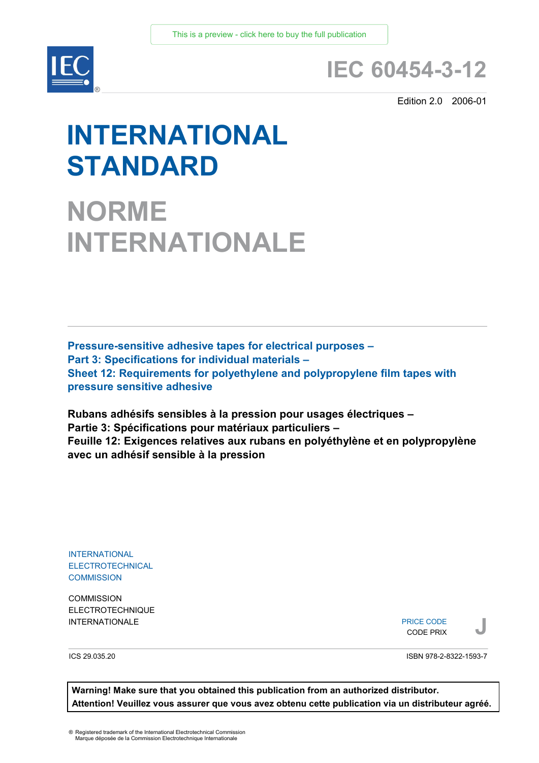This is a preview - click here to buy the full publication

# IEC 60454-3-12

Edition 2.0 2006-01

# INTERNATIONAL STANDARD

# NORME INTERNATIONALE

**Pressure-sensitive adhesive tapes for electrical purposes –**
**Part 3: Specifications for individual materials –**
**Sheet 12: Requirements for polyethylene and polypropylene film tapes with pressure sensitive adhesive**

**Rubans adhésifs sensibles à la pression pour usages électriques –**
**Partie 3: Spécifications pour matériaux particuliers –**
**Feuille 12: Exigences relatives aux rubans en polyéthylène et en polypropylène avec un adhésif sensible à la pression**

INTERNATIONAL
ELECTROTECHNICAL
COMMISSION

COMMISSION
ELECTROTECHNIQUE
INTERNATIONALE

PRICE CODE
CODE PRIX **J**

ICS 29.035.20

ISBN 978-2-8322-1593-7

**Warning! Make sure that you obtained this publication from an authorized distributor.**
**Attention! Veuillez vous assurer que vous avez obtenu cette publication via un distributeur agréé.**

® Registered trademark of the International Electrotechnical Commission
Marque déposée de la Commission Electrotechnique Internationale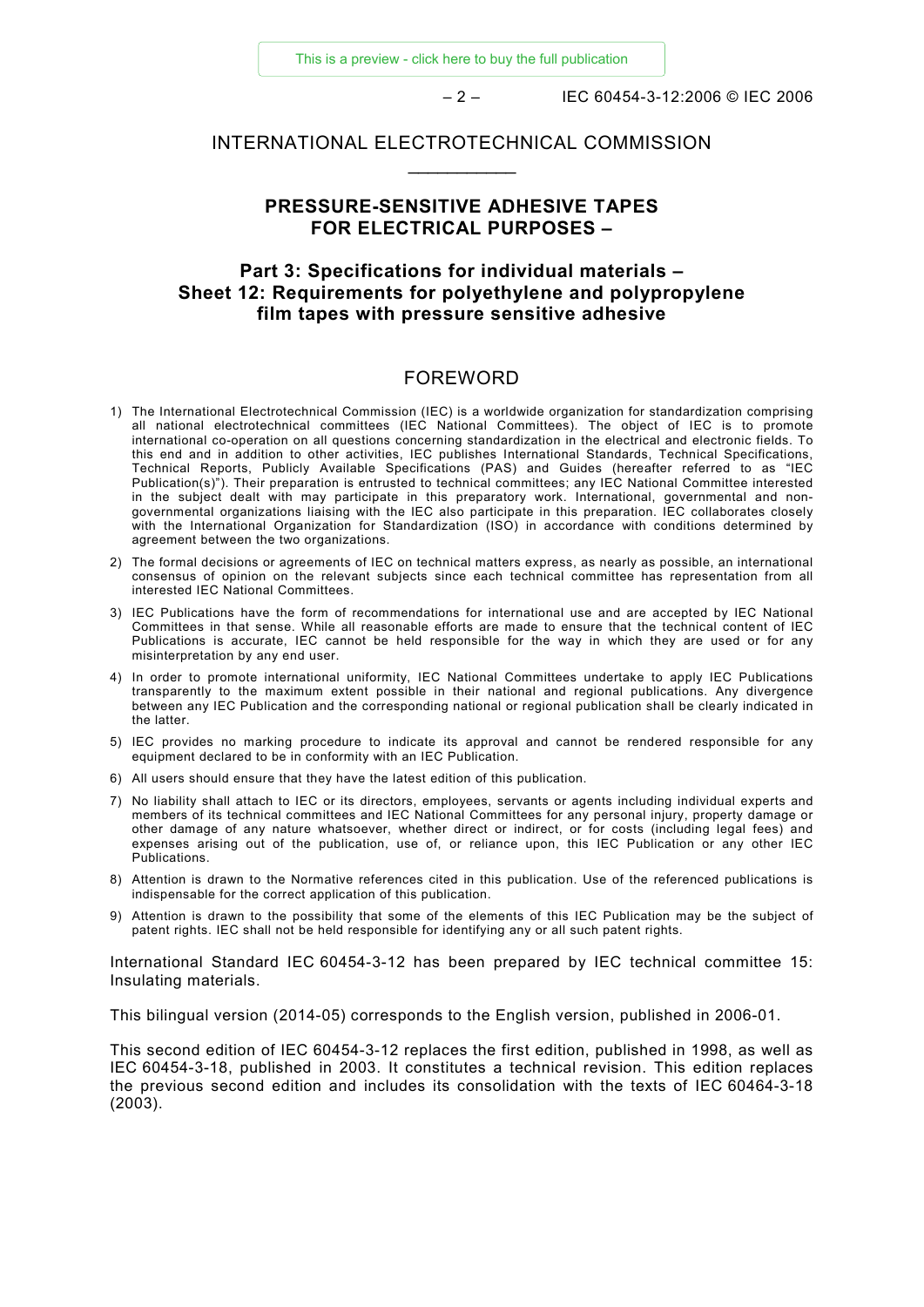# INTERNATIONAL ELECTROTECHNICAL COMMISSION

___________

## PRESSURE-SENSITIVE ADHESIVE TAPES FOR ELECTRICAL PURPOSES –

## Part 3: Specifications for individual materials – Sheet 12: Requirements for polyethylene and polypropylene film tapes with pressure sensitive adhesive

## FOREWORD

1) The International Electrotechnical Commission (IEC) is a worldwide organization for standardization comprising all national electrotechnical committees (IEC National Committees). The object of IEC is to promote international co-operation on all questions concerning standardization in the electrical and electronic fields. To this end and in addition to other activities, IEC publishes International Standards, Technical Specifications, Technical Reports, Publicly Available Specifications (PAS) and Guides (hereafter referred to as "IEC Publication(s)"). Their preparation is entrusted to technical committees; any IEC National Committee interested in the subject dealt with may participate in this preparatory work. International, governmental and non-governmental organizations liaising with the IEC also participate in this preparation. IEC collaborates closely with the International Organization for Standardization (ISO) in accordance with conditions determined by agreement between the two organizations.

2) The formal decisions or agreements of IEC on technical matters express, as nearly as possible, an international consensus of opinion on the relevant subjects since each technical committee has representation from all interested IEC National Committees.

3) IEC Publications have the form of recommendations for international use and are accepted by IEC National Committees in that sense. While all reasonable efforts are made to ensure that the technical content of IEC Publications is accurate, IEC cannot be held responsible for the way in which they are used or for any misinterpretation by any end user.

4) In order to promote international uniformity, IEC National Committees undertake to apply IEC Publications transparently to the maximum extent possible in their national and regional publications. Any divergence between any IEC Publication and the corresponding national or regional publication shall be clearly indicated in the latter.

5) IEC provides no marking procedure to indicate its approval and cannot be rendered responsible for any equipment declared to be in conformity with an IEC Publication.

6) All users should ensure that they have the latest edition of this publication.

7) No liability shall attach to IEC or its directors, employees, servants or agents including individual experts and members of its technical committees and IEC National Committees for any personal injury, property damage or other damage of any nature whatsoever, whether direct or indirect, or for costs (including legal fees) and expenses arising out of the publication, use of, or reliance upon, this IEC Publication or any other IEC Publications.

8) Attention is drawn to the Normative references cited in this publication. Use of the referenced publications is indispensable for the correct application of this publication.

9) Attention is drawn to the possibility that some of the elements of this IEC Publication may be the subject of patent rights. IEC shall not be held responsible for identifying any or all such patent rights.

International Standard IEC 60454-3-12 has been prepared by IEC technical committee 15: Insulating materials.

This bilingual version (2014-05) corresponds to the English version, published in 2006-01.

This second edition of IEC 60454-3-12 replaces the first edition, published in 1998, as well as IEC 60454-3-18, published in 2003. It constitutes a technical revision. This edition replaces the previous second edition and includes its consolidation with the texts of IEC 60464-3-18 (2003).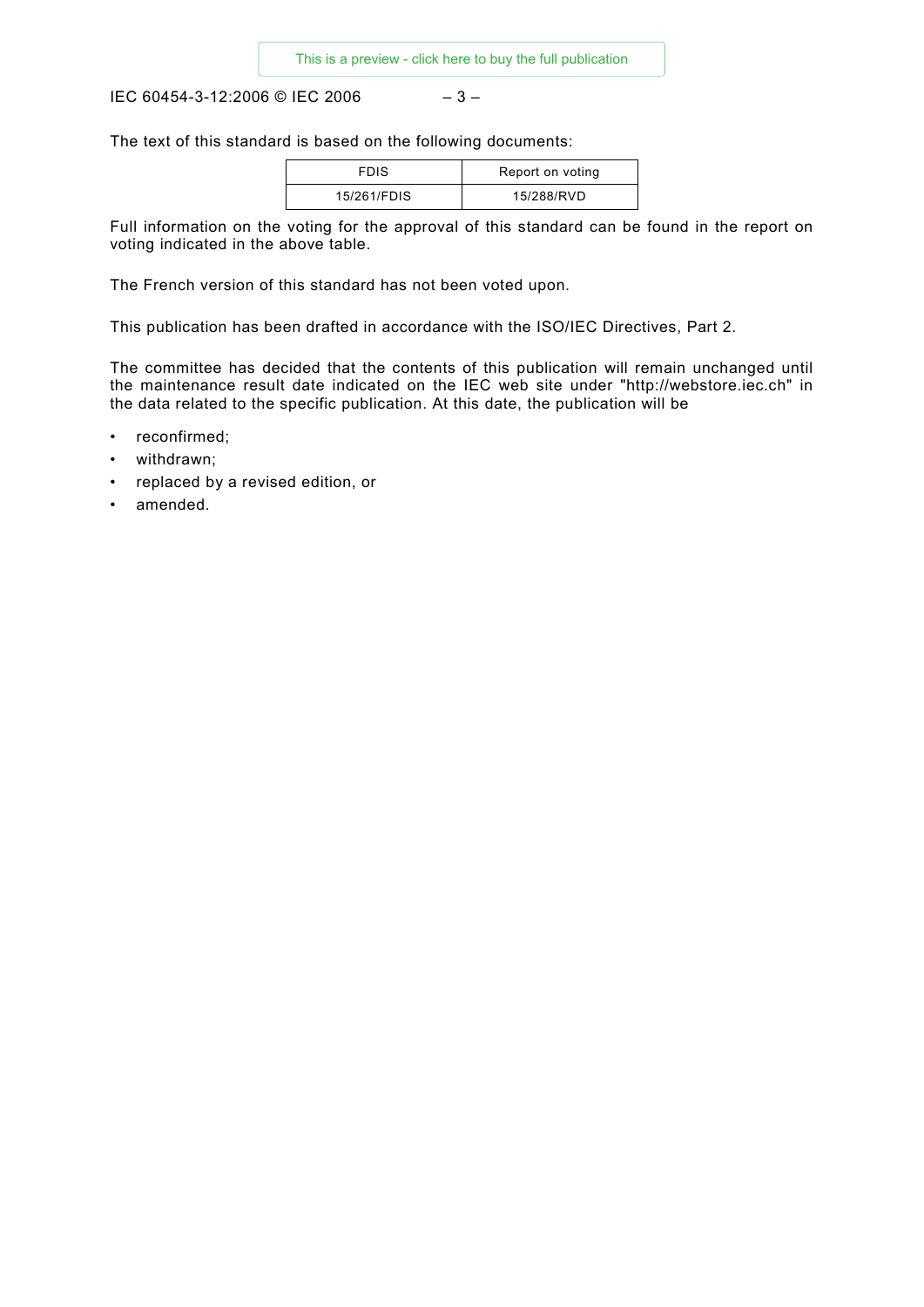The text of this standard is based on the following documents:

| FDIS | Report on voting |
|---|---|
| 15/261/FDIS | 15/288/RVD |

Full information on the voting for the approval of this standard can be found in the report on voting indicated in the above table.

The French version of this standard has not been voted upon.

This publication has been drafted in accordance with the ISO/IEC Directives, Part 2.

The committee has decided that the contents of this publication will remain unchanged until the maintenance result date indicated on the IEC web site under "http://webstore.iec.ch" in the data related to the specific publication. At this date, the publication will be

- reconfirmed;
- withdrawn;
- replaced by a revised edition, or
- amended.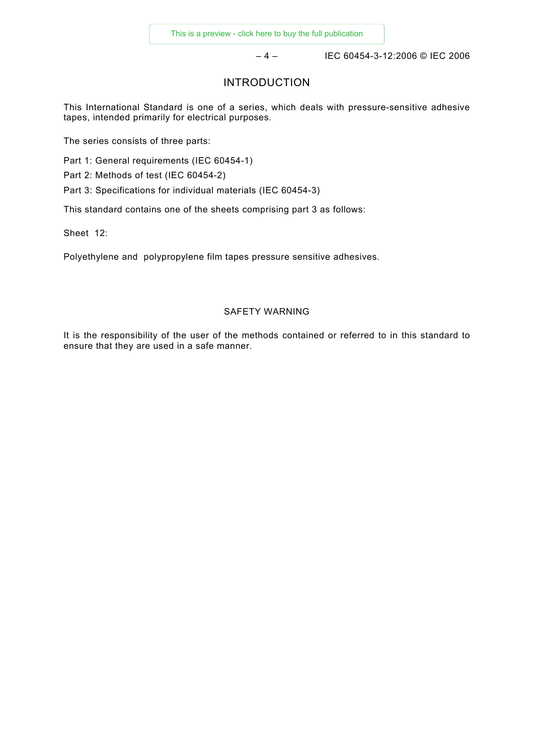# INTRODUCTION

This International Standard is one of a series, which deals with pressure-sensitive adhesive tapes, intended primarily for electrical purposes.

The series consists of three parts:

Part 1: General requirements (IEC 60454-1)

Part 2: Methods of test (IEC 60454-2)

Part 3: Specifications for individual materials (IEC 60454-3)

This standard contains one of the sheets comprising part 3 as follows:

Sheet 12:

Polyethylene and polypropylene film tapes pressure sensitive adhesives.

## SAFETY WARNING

It is the responsibility of the user of the methods contained or referred to in this standard to ensure that they are used in a safe manner.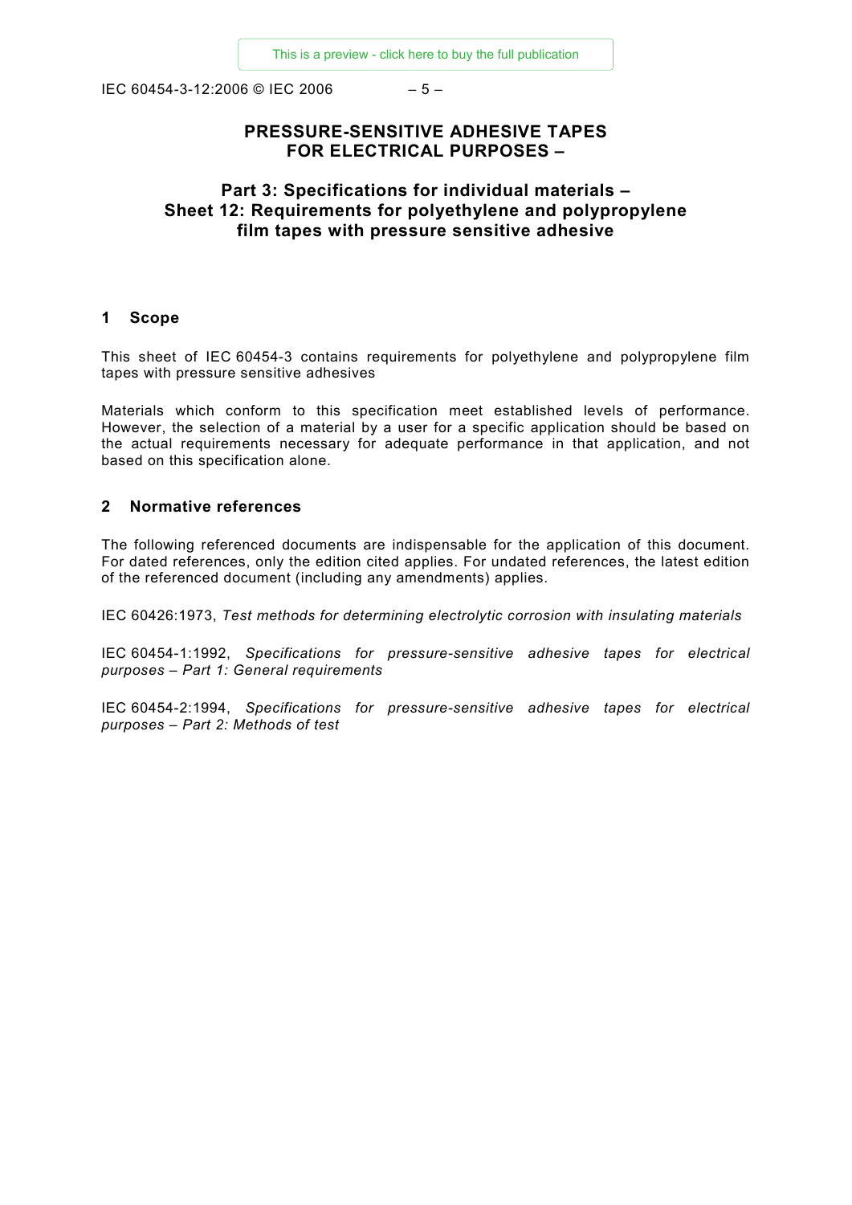# PRESSURE-SENSITIVE ADHESIVE TAPES FOR ELECTRICAL PURPOSES –

## Part 3: Specifications for individual materials – Sheet 12: Requirements for polyethylene and polypropylene film tapes with pressure sensitive adhesive

### 1 Scope

This sheet of IEC 60454-3 contains requirements for polyethylene and polypropylene film tapes with pressure sensitive adhesives

Materials which conform to this specification meet established levels of performance. However, the selection of a material by a user for a specific application should be based on the actual requirements necessary for adequate performance in that application, and not based on this specification alone.

### 2 Normative references

The following referenced documents are indispensable for the application of this document. For dated references, only the edition cited applies. For undated references, the latest edition of the referenced document (including any amendments) applies.

IEC 60426:1973, *Test methods for determining electrolytic corrosion with insulating materials*

IEC 60454-1:1992, *Specifications for pressure-sensitive adhesive tapes for electrical purposes – Part 1: General requirements*

IEC 60454-2:1994, *Specifications for pressure-sensitive adhesive tapes for electrical purposes – Part 2: Methods of test*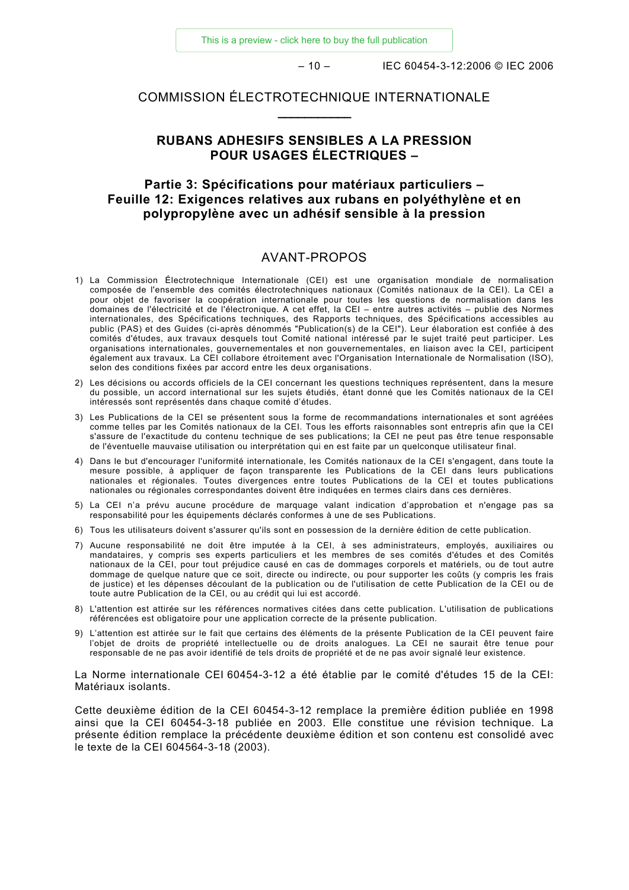# COMMISSION ÉLECTROTECHNIQUE INTERNATIONALE

## RUBANS ADHESIFS SENSIBLES A LA PRESSION POUR USAGES ÉLECTRIQUES –

## Partie 3: Spécifications pour matériaux particuliers – Feuille 12: Exigences relatives aux rubans en polyéthylène et en polypropylène avec un adhésif sensible à la pression

## AVANT-PROPOS

1) La Commission Électrotechnique Internationale (CEI) est une organisation mondiale de normalisation composée de l'ensemble des comités électrotechniques nationaux (Comités nationaux de la CEI). La CEI a pour objet de favoriser la coopération internationale pour toutes les questions de normalisation dans les domaines de l'électricité et de l'électronique. A cet effet, la CEI – entre autres activités – publie des Normes internationales, des Spécifications techniques, des Rapports techniques, des Spécifications accessibles au public (PAS) et des Guides (ci-après dénommés "Publication(s) de la CEI"). Leur élaboration est confiée à des comités d'études, aux travaux desquels tout Comité national intéressé par le sujet traité peut participer. Les organisations internationales, gouvernementales et non gouvernementales, en liaison avec la CEI, participent également aux travaux. La CEI collabore étroitement avec l'Organisation Internationale de Normalisation (ISO), selon des conditions fixées par accord entre les deux organisations.
2) Les décisions ou accords officiels de la CEI concernant les questions techniques représentent, dans la mesure du possible, un accord international sur les sujets étudiés, étant donné que les Comités nationaux de la CEI intéressés sont représentés dans chaque comité d'études.
3) Les Publications de la CEI se présentent sous la forme de recommandations internationales et sont agréées comme telles par les Comités nationaux de la CEI. Tous les efforts raisonnables sont entrepris afin que la CEI s'assure de l'exactitude du contenu technique de ses publications; la CEI ne peut pas être tenue responsable de l'éventuelle mauvaise utilisation ou interprétation qui en est faite par un quelconque utilisateur final.
4) Dans le but d'encourager l'uniformité internationale, les Comités nationaux de la CEI s'engagent, dans toute la mesure possible, à appliquer de façon transparente les Publications de la CEI dans leurs publications nationales et régionales. Toutes divergences entre toutes Publications de la CEI et toutes publications nationales ou régionales correspondantes doivent être indiquées en termes clairs dans ces dernières.
5) La CEI n'a prévu aucune procédure de marquage valant indication d'approbation et n'engage pas sa responsabilité pour les équipements déclarés conformes à une de ses Publications.
6) Tous les utilisateurs doivent s'assurer qu'ils sont en possession de la dernière édition de cette publication.
7) Aucune responsabilité ne doit être imputée à la CEI, à ses administrateurs, employés, auxiliaires ou mandataires, y compris ses experts particuliers et les membres de ses comités d'études et des Comités nationaux de la CEI, pour tout préjudice causé en cas de dommages corporels et matériels, ou de tout autre dommage de quelque nature que ce soit, directe ou indirecte, ou pour supporter les coûts (y compris les frais de justice) et les dépenses découlant de la publication ou de l'utilisation de cette Publication de la CEI ou de toute autre Publication de la CEI, ou au crédit qui lui est accordé.
8) L'attention est attirée sur les références normatives citées dans cette publication. L'utilisation de publications référencées est obligatoire pour une application correcte de la présente publication.
9) L'attention est attirée sur le fait que certains des éléments de la présente Publication de la CEI peuvent faire l'objet de droits de propriété intellectuelle ou de droits analogues. La CEI ne saurait être tenue pour responsable de ne pas avoir identifié de tels droits de propriété et de ne pas avoir signalé leur existence.

La Norme internationale CEI 60454-3-12 a été établie par le comité d'études 15 de la CEI: Matériaux isolants.

Cette deuxième édition de la CEI 60454-3-12 remplace la première édition publiée en 1998 ainsi que la CEI 60454-3-18 publiée en 2003. Elle constitue une révision technique. La présente édition remplace la précédente deuxième édition et son contenu est consolidé avec le texte de la CEI 604564-3-18 (2003).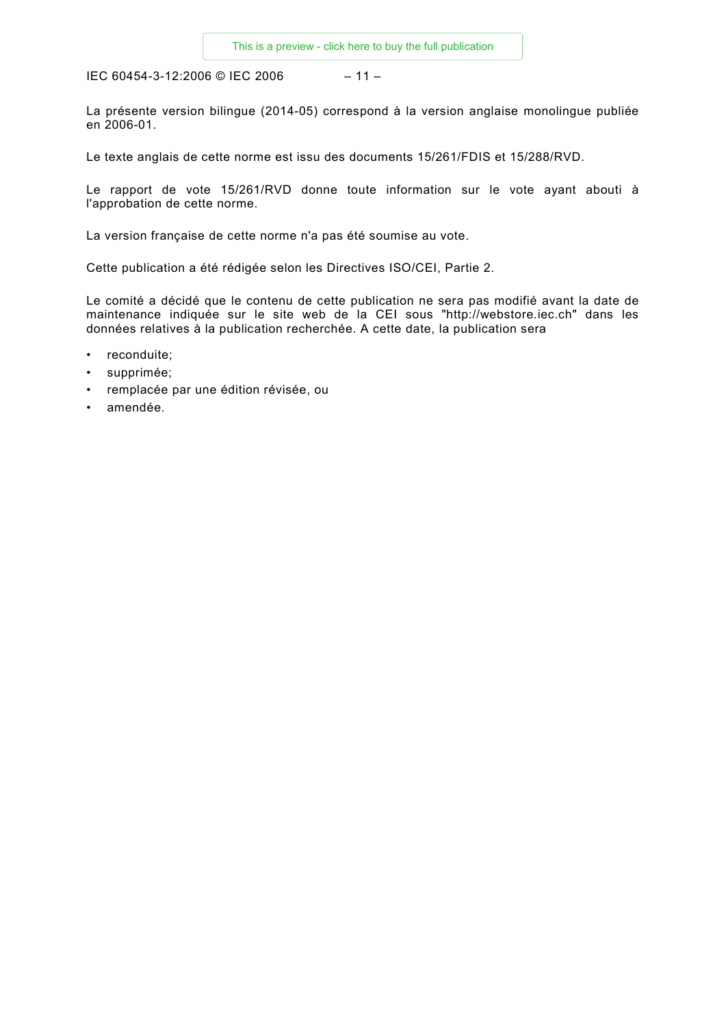La présente version bilingue (2014-05) correspond à la version anglaise monolingue publiée en 2006-01.

Le texte anglais de cette norme est issu des documents 15/261/FDIS et 15/288/RVD.

Le rapport de vote 15/261/RVD donne toute information sur le vote ayant abouti à l'approbation de cette norme.

La version française de cette norme n'a pas été soumise au vote.

Cette publication a été rédigée selon les Directives ISO/CEI, Partie 2.

Le comité a décidé que le contenu de cette publication ne sera pas modifié avant la date de maintenance indiquée sur le site web de la CEI sous "http://webstore.iec.ch" dans les données relatives à la publication recherchée. A cette date, la publication sera

- reconduite;
- supprimée;
- remplacée par une édition révisée, ou
- amendée.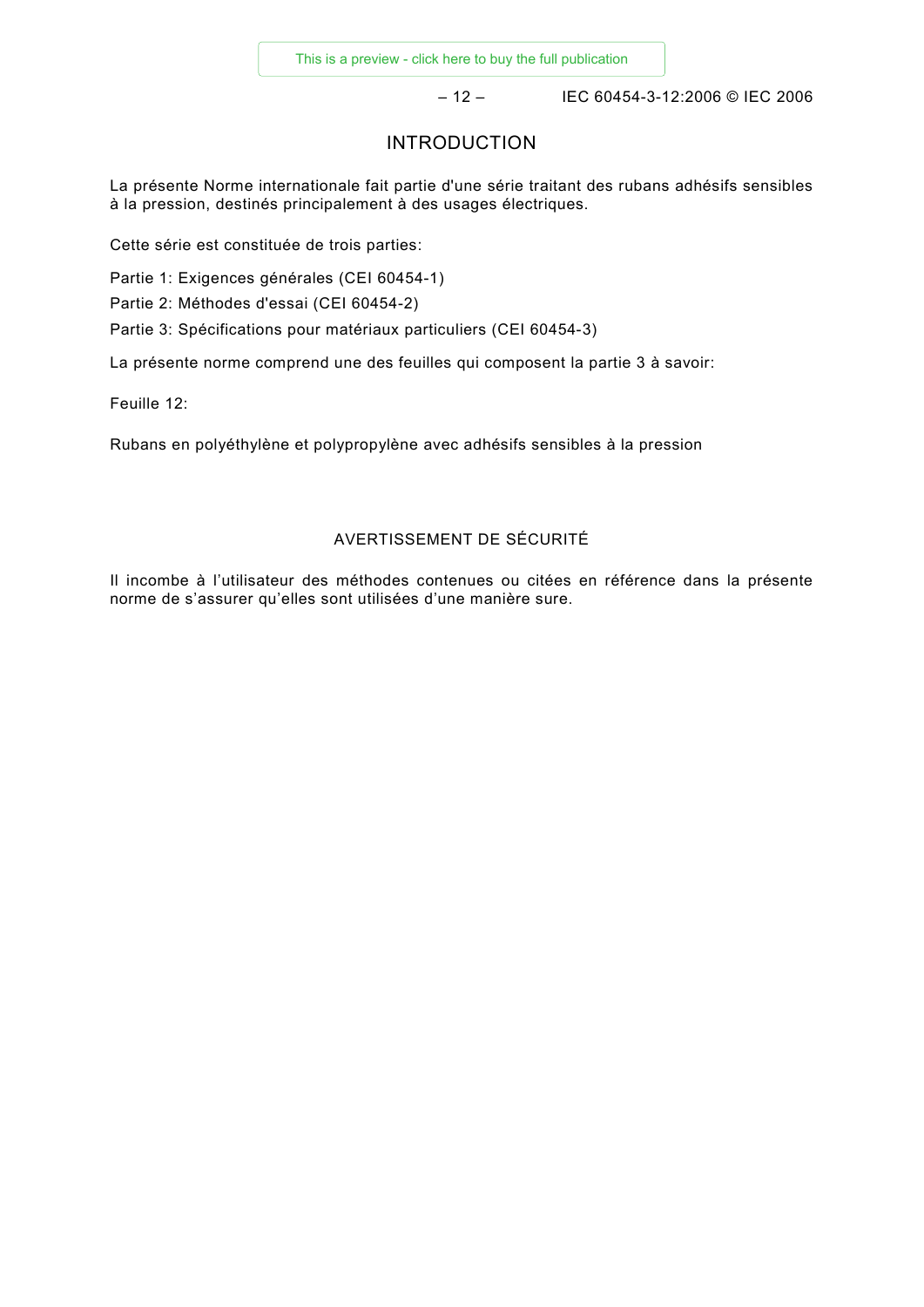# INTRODUCTION

La présente Norme internationale fait partie d'une série traitant des rubans adhésifs sensibles à la pression, destinés principalement à des usages électriques.

Cette série est constituée de trois parties:

Partie 1: Exigences générales (CEI 60454-1)

Partie 2: Méthodes d'essai (CEI 60454-2)

Partie 3: Spécifications pour matériaux particuliers (CEI 60454-3)

La présente norme comprend une des feuilles qui composent la partie 3 à savoir:

Feuille 12:

Rubans en polyéthylène et polypropylène avec adhésifs sensibles à la pression

## AVERTISSEMENT DE SÉCURITÉ

Il incombe à l'utilisateur des méthodes contenues ou citées en référence dans la présente norme de s'assurer qu'elles sont utilisées d'une manière sure.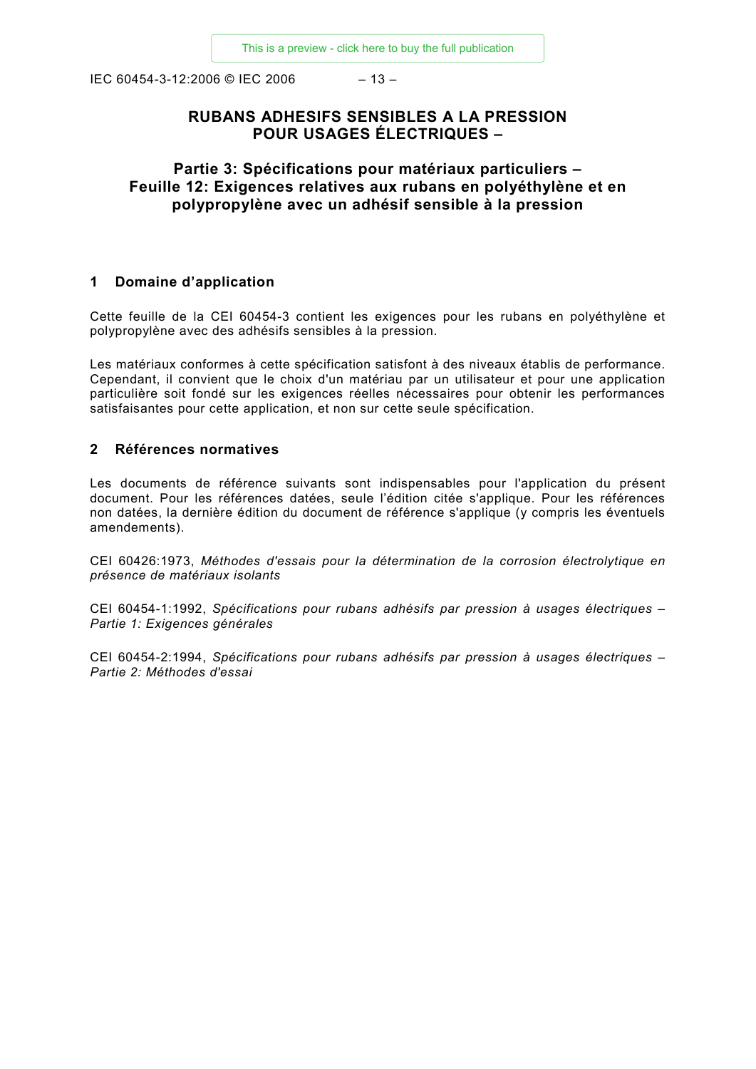# RUBANS ADHESIFS SENSIBLES A LA PRESSION POUR USAGES ÉLECTRIQUES –

## Partie 3: Spécifications pour matériaux particuliers – Feuille 12: Exigences relatives aux rubans en polyéthylène et en polypropylène avec un adhésif sensible à la pression

### 1 Domaine d'application

Cette feuille de la CEI 60454-3 contient les exigences pour les rubans en polyéthylène et polypropylène avec des adhésifs sensibles à la pression.

Les matériaux conformes à cette spécification satisfont à des niveaux établis de performance. Cependant, il convient que le choix d'un matériau par un utilisateur et pour une application particulière soit fondé sur les exigences réelles nécessaires pour obtenir les performances satisfaisantes pour cette application, et non sur cette seule spécification.

### 2 Références normatives

Les documents de référence suivants sont indispensables pour l'application du présent document. Pour les références datées, seule l'édition citée s'applique. Pour les références non datées, la dernière édition du document de référence s'applique (y compris les éventuels amendements).

CEI 60426:1973, *Méthodes d'essais pour la détermination de la corrosion électrolytique en présence de matériaux isolants*

CEI 60454-1:1992, *Spécifications pour rubans adhésifs par pression à usages électriques – Partie 1: Exigences générales*

CEI 60454-2:1994, *Spécifications pour rubans adhésifs par pression à usages électriques – Partie 2: Méthodes d'essai*